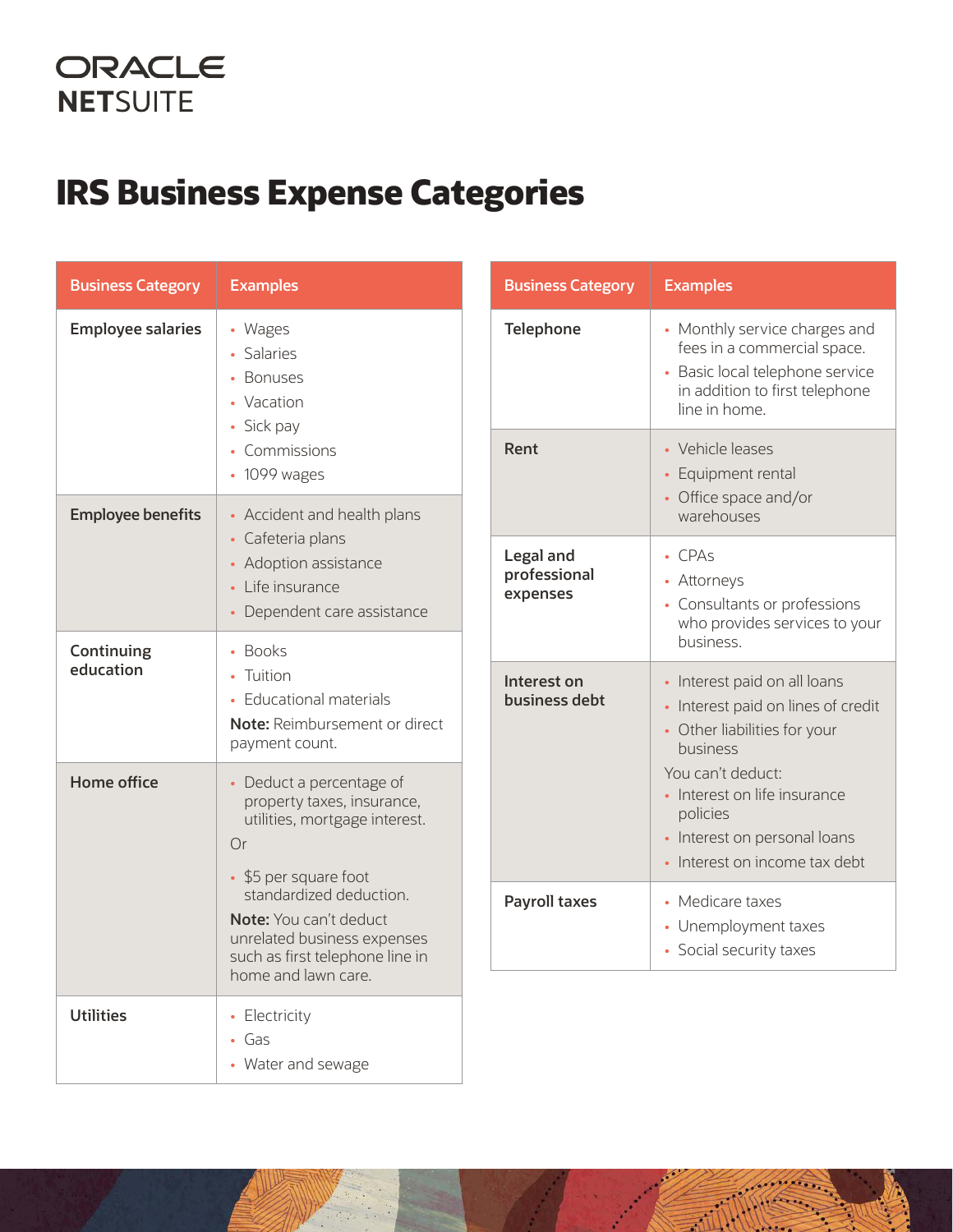ORACLE
NETSUITE

# IRS Business Expense Categories

| Business Category | Examples |
|---|---|
| **Employee salaries** | • Wages<br>• Salaries<br>• Bonuses<br>• Vacation<br>• Sick pay<br>• Commissions<br>• 1099 wages |
| **Employee benefits** | • Accident and health plans<br>• Cafeteria plans<br>• Adoption assistance<br>• Life insurance<br>• Dependent care assistance |
| **Continuing education** | • Books<br>• Tuition<br>• Educational materials<br>**Note:** Reimbursement or direct payment count. |
| **Home office** | • Deduct a percentage of property taxes, insurance, utilities, mortgage interest.<br>Or<br>• $5 per square foot standardized deduction.<br>**Note:** You can't deduct unrelated business expenses such as first telephone line in home and lawn care. |
| **Utilities** | • Electricity<br>• Gas<br>• Water and sewage |

| Business Category | Examples |
|---|---|
| **Telephone** | • Monthly service charges and fees in a commercial space.<br>• Basic local telephone service in addition to first telephone line in home. |
| **Rent** | • Vehicle leases<br>• Equipment rental<br>• Office space and/or warehouses |
| **Legal and professional expenses** | • CPAs<br>• Attorneys<br>• Consultants or professions who provides services to your business. |
| **Interest on business debt** | • Interest paid on all loans<br>• Interest paid on lines of credit<br>• Other liabilities for your business<br>You can't deduct:<br>• Interest on life insurance policies<br>• Interest on personal loans<br>• Interest on income tax debt |
| **Payroll taxes** | • Medicare taxes<br>• Unemployment taxes<br>• Social security taxes |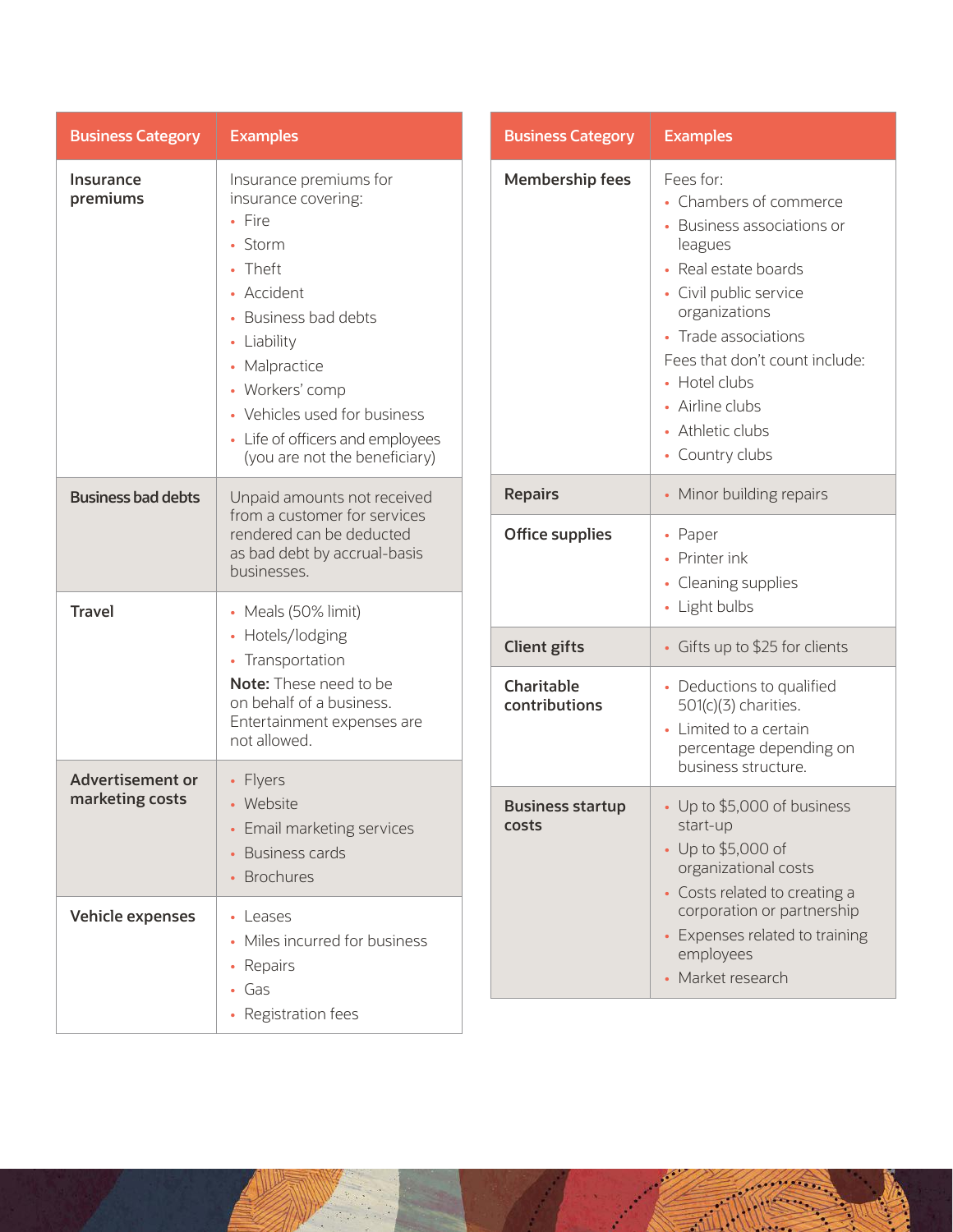| Business Category | Examples |
| --- | --- |
| Insurance premiums | Insurance premiums for insurance covering:<br>• Fire<br>• Storm<br>• Theft<br>• Accident<br>• Business bad debts<br>• Liability<br>• Malpractice<br>• Workers' comp<br>• Vehicles used for business<br>• Life of officers and employees (you are not the beneficiary) |
| Business bad debts | Unpaid amounts not received from a customer for services rendered can be deducted as bad debt by accrual-basis businesses. |
| Travel | • Meals (50% limit)<br>• Hotels/lodging<br>• Transportation<br>**Note:** These need to be on behalf of a business. Entertainment expenses are not allowed. |
| Advertisement or marketing costs | • Flyers<br>• Website<br>• Email marketing services<br>• Business cards<br>• Brochures |
| Vehicle expenses | • Leases<br>• Miles incurred for business<br>• Repairs<br>• Gas<br>• Registration fees |

| Business Category | Examples |
| --- | --- |
| Membership fees | Fees for:<br>• Chambers of commerce<br>• Business associations or leagues<br>• Real estate boards<br>• Civil public service organizations<br>• Trade associations<br>Fees that don't count include:<br>• Hotel clubs<br>• Airline clubs<br>• Athletic clubs<br>• Country clubs |
| Repairs | • Minor building repairs |
| Office supplies | • Paper<br>• Printer ink<br>• Cleaning supplies<br>• Light bulbs |
| Client gifts | • Gifts up to $25 for clients |
| Charitable contributions | • Deductions to qualified 501(c)(3) charities.<br>• Limited to a certain percentage depending on business structure. |
| Business startup costs | • Up to $5,000 of business start-up<br>• Up to $5,000 of organizational costs<br>• Costs related to creating a corporation or partnership<br>• Expenses related to training employees<br>• Market research |